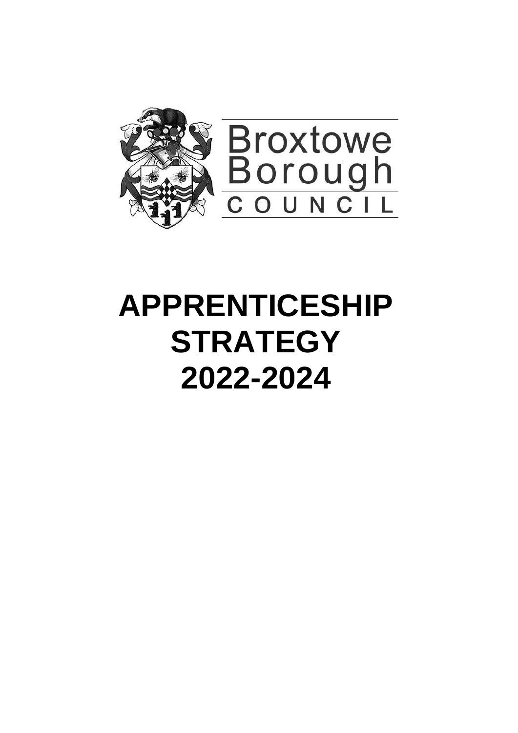Broxtowe Borough COUNCIL

# APPRENTICESHIP STRATEGY 2022-2024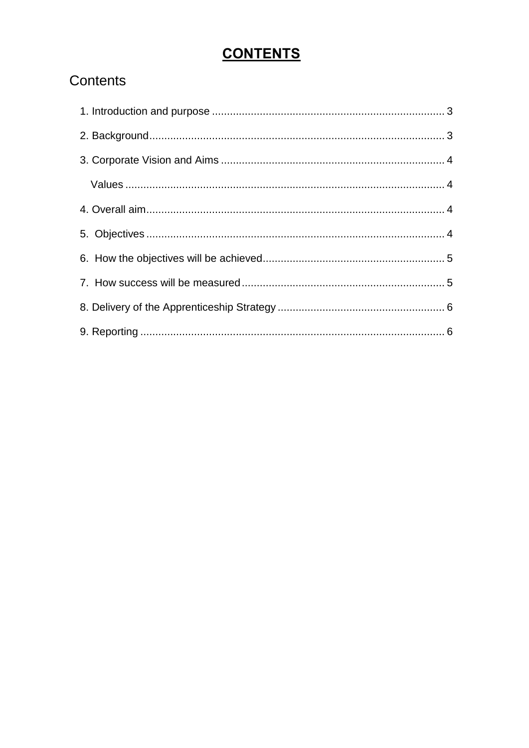# CONTENTS

## Contents

1. Introduction and purpose ..... 3

2. Background ..... 3

3. Corporate Vision and Aims ..... 4

    Values ..... 4

4. Overall aim ..... 4

5. Objectives ..... 4

6. How the objectives will be achieved ..... 5

7. How success will be measured ..... 5

8. Delivery of the Apprenticeship Strategy ..... 6

9. Reporting ..... 6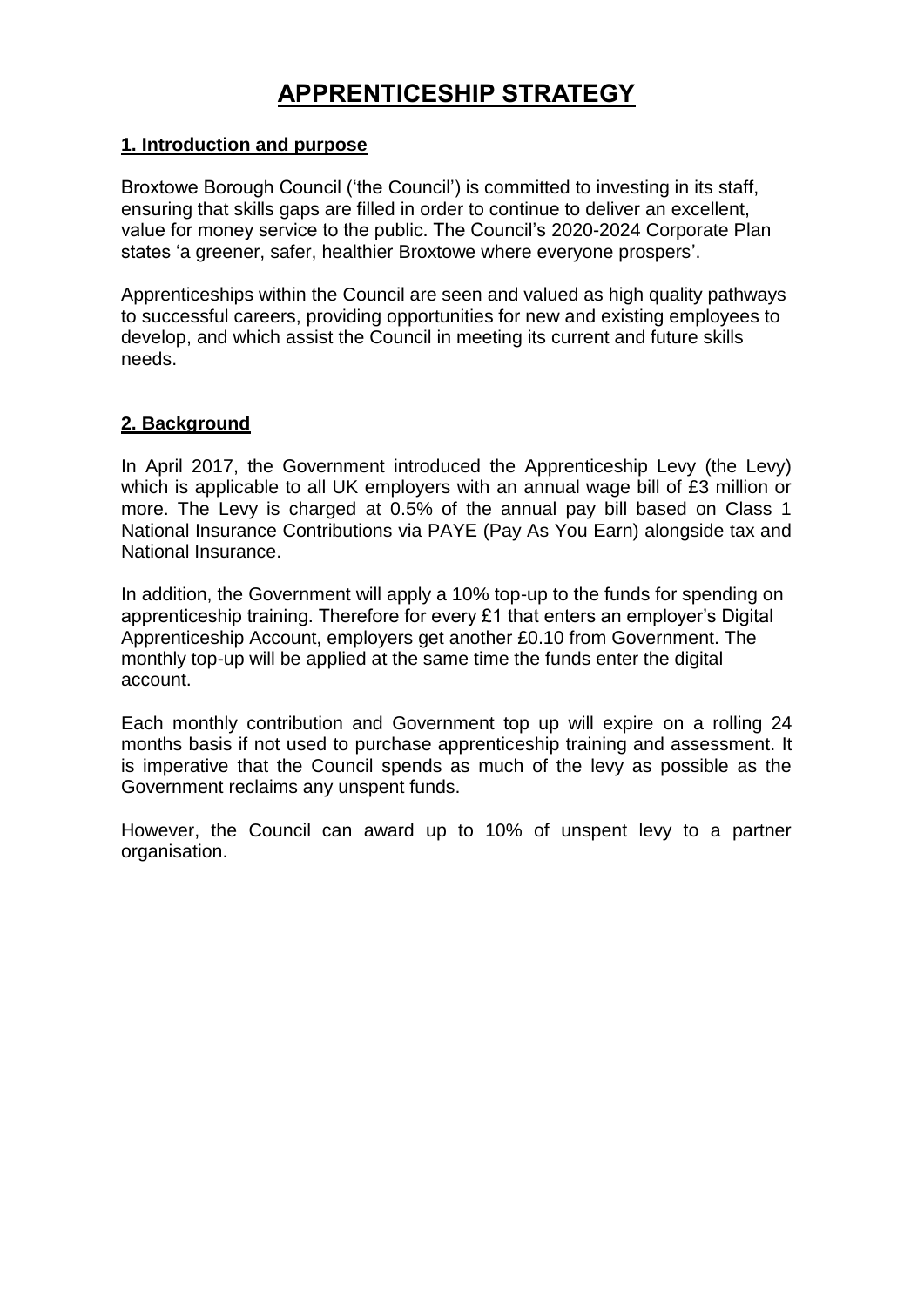# APPRENTICESHIP STRATEGY

## 1. Introduction and purpose

Broxtowe Borough Council ('the Council') is committed to investing in its staff, ensuring that skills gaps are filled in order to continue to deliver an excellent, value for money service to the public. The Council's 2020-2024 Corporate Plan states 'a greener, safer, healthier Broxtowe where everyone prospers'.

Apprenticeships within the Council are seen and valued as high quality pathways to successful careers, providing opportunities for new and existing employees to develop, and which assist the Council in meeting its current and future skills needs.

## 2. Background

In April 2017, the Government introduced the Apprenticeship Levy (the Levy) which is applicable to all UK employers with an annual wage bill of £3 million or more. The Levy is charged at 0.5% of the annual pay bill based on Class 1 National Insurance Contributions via PAYE (Pay As You Earn) alongside tax and National Insurance.

In addition, the Government will apply a 10% top-up to the funds for spending on apprenticeship training. Therefore for every £1 that enters an employer's Digital Apprenticeship Account, employers get another £0.10 from Government. The monthly top-up will be applied at the same time the funds enter the digital account.

Each monthly contribution and Government top up will expire on a rolling 24 months basis if not used to purchase apprenticeship training and assessment. It is imperative that the Council spends as much of the levy as possible as the Government reclaims any unspent funds.

However, the Council can award up to 10% of unspent levy to a partner organisation.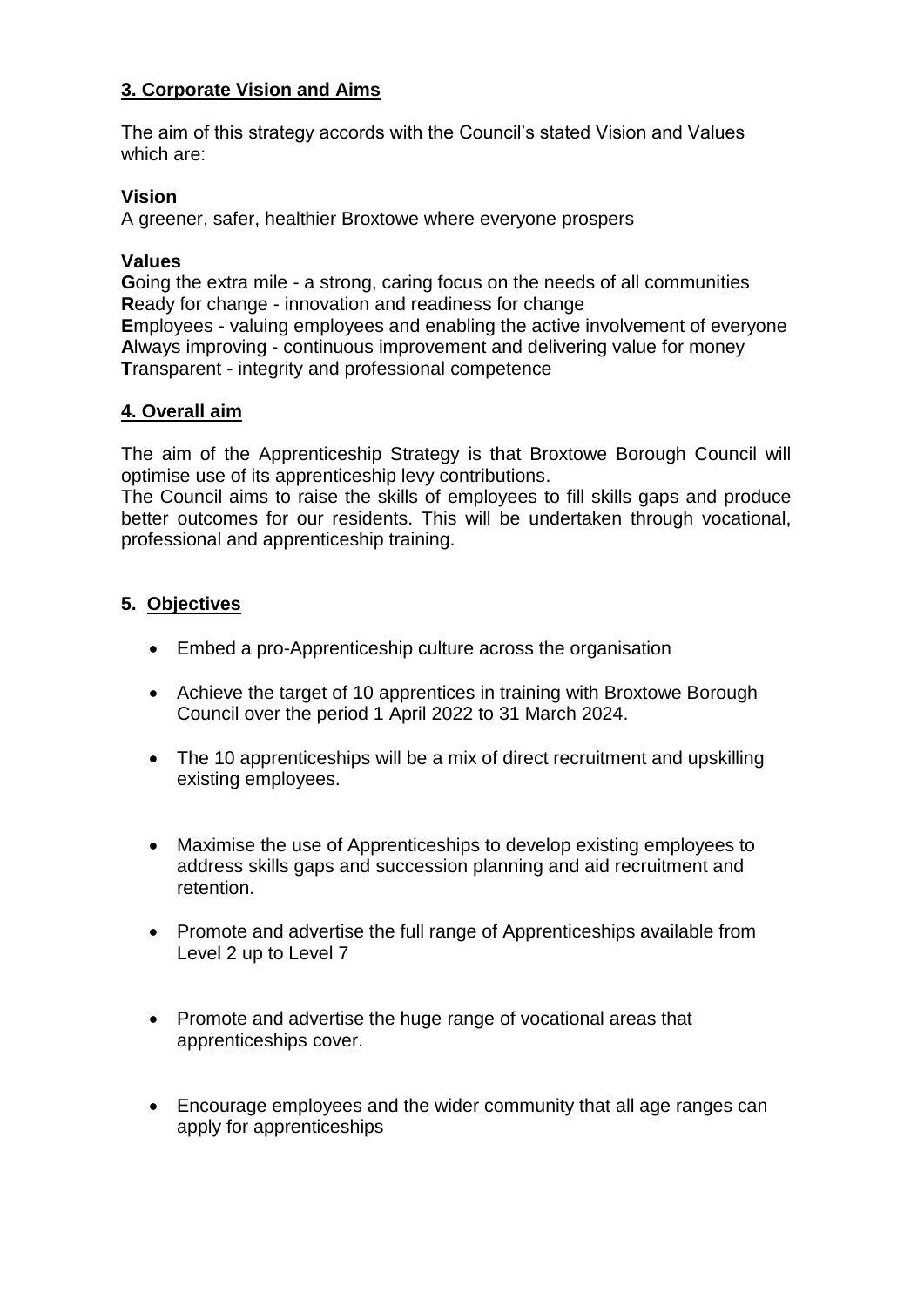## 3. Corporate Vision and Aims

The aim of this strategy accords with the Council's stated Vision and Values which are:

**Vision**
A greener, safer, healthier Broxtowe where everyone prospers

**Values**
**G**oing the extra mile - a strong, caring focus on the needs of all communities
**R**eady for change - innovation and readiness for change
**E**mployees - valuing employees and enabling the active involvement of everyone
**A**lways improving - continuous improvement and delivering value for money
**T**ransparent - integrity and professional competence

## 4. Overall aim

The aim of the Apprenticeship Strategy is that Broxtowe Borough Council will optimise use of its apprenticeship levy contributions.
The Council aims to raise the skills of employees to fill skills gaps and produce better outcomes for our residents. This will be undertaken through vocational, professional and apprenticeship training.

## 5. Objectives

- Embed a pro-Apprenticeship culture across the organisation
- Achieve the target of 10 apprentices in training with Broxtowe Borough Council over the period 1 April 2022 to 31 March 2024.
- The 10 apprenticeships will be a mix of direct recruitment and upskilling existing employees.
- Maximise the use of Apprenticeships to develop existing employees to address skills gaps and succession planning and aid recruitment and retention.
- Promote and advertise the full range of Apprenticeships available from Level 2 up to Level 7
- Promote and advertise the huge range of vocational areas that apprenticeships cover.
- Encourage employees and the wider community that all age ranges can apply for apprenticeships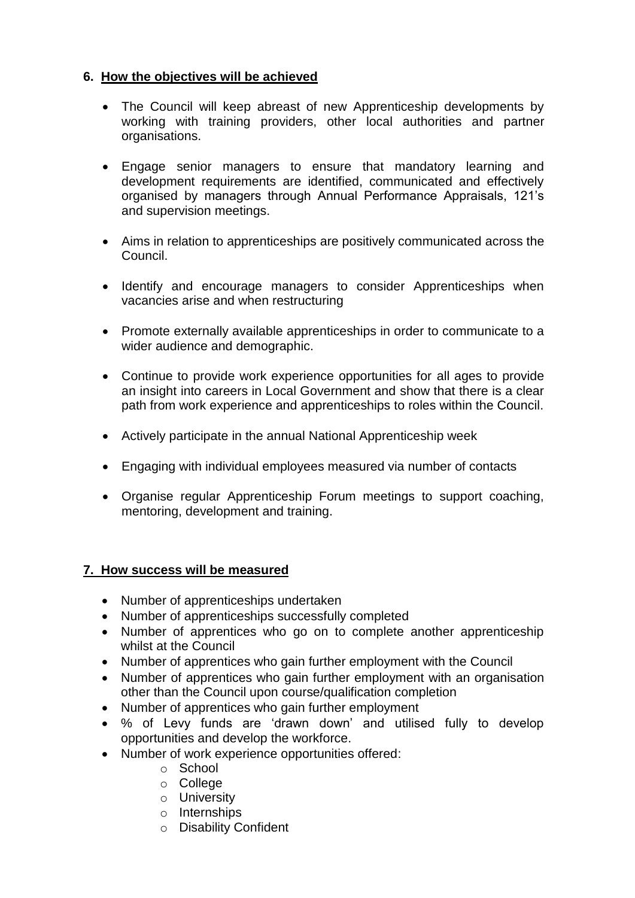## 6. How the objectives will be achieved

- The Council will keep abreast of new Apprenticeship developments by working with training providers, other local authorities and partner organisations.
- Engage senior managers to ensure that mandatory learning and development requirements are identified, communicated and effectively organised by managers through Annual Performance Appraisals, 121's and supervision meetings.
- Aims in relation to apprenticeships are positively communicated across the Council.
- Identify and encourage managers to consider Apprenticeships when vacancies arise and when restructuring
- Promote externally available apprenticeships in order to communicate to a wider audience and demographic.
- Continue to provide work experience opportunities for all ages to provide an insight into careers in Local Government and show that there is a clear path from work experience and apprenticeships to roles within the Council.
- Actively participate in the annual National Apprenticeship week
- Engaging with individual employees measured via number of contacts
- Organise regular Apprenticeship Forum meetings to support coaching, mentoring, development and training.

## 7. How success will be measured

- Number of apprenticeships undertaken
- Number of apprenticeships successfully completed
- Number of apprentices who go on to complete another apprenticeship whilst at the Council
- Number of apprentices who gain further employment with the Council
- Number of apprentices who gain further employment with an organisation other than the Council upon course/qualification completion
- Number of apprentices who gain further employment
- % of Levy funds are 'drawn down' and utilised fully to develop opportunities and develop the workforce.
- Number of work experience opportunities offered:
  - School
  - College
  - University
  - Internships
  - Disability Confident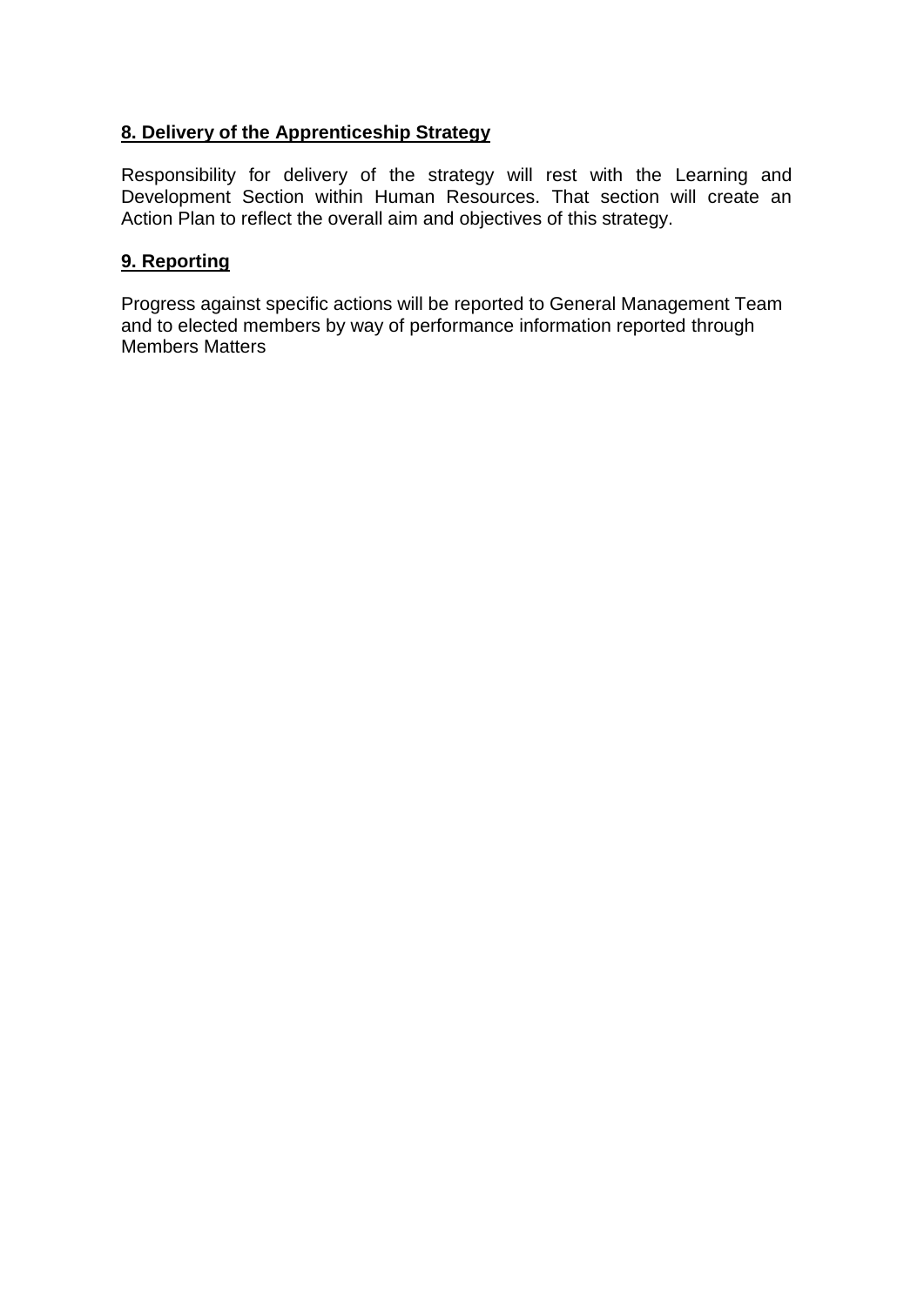## **8. Delivery of the Apprenticeship Strategy**

Responsibility for delivery of the strategy will rest with the Learning and Development Section within Human Resources. That section will create an Action Plan to reflect the overall aim and objectives of this strategy.

## **9. Reporting**

Progress against specific actions will be reported to General Management Team and to elected members by way of performance information reported through Members Matters